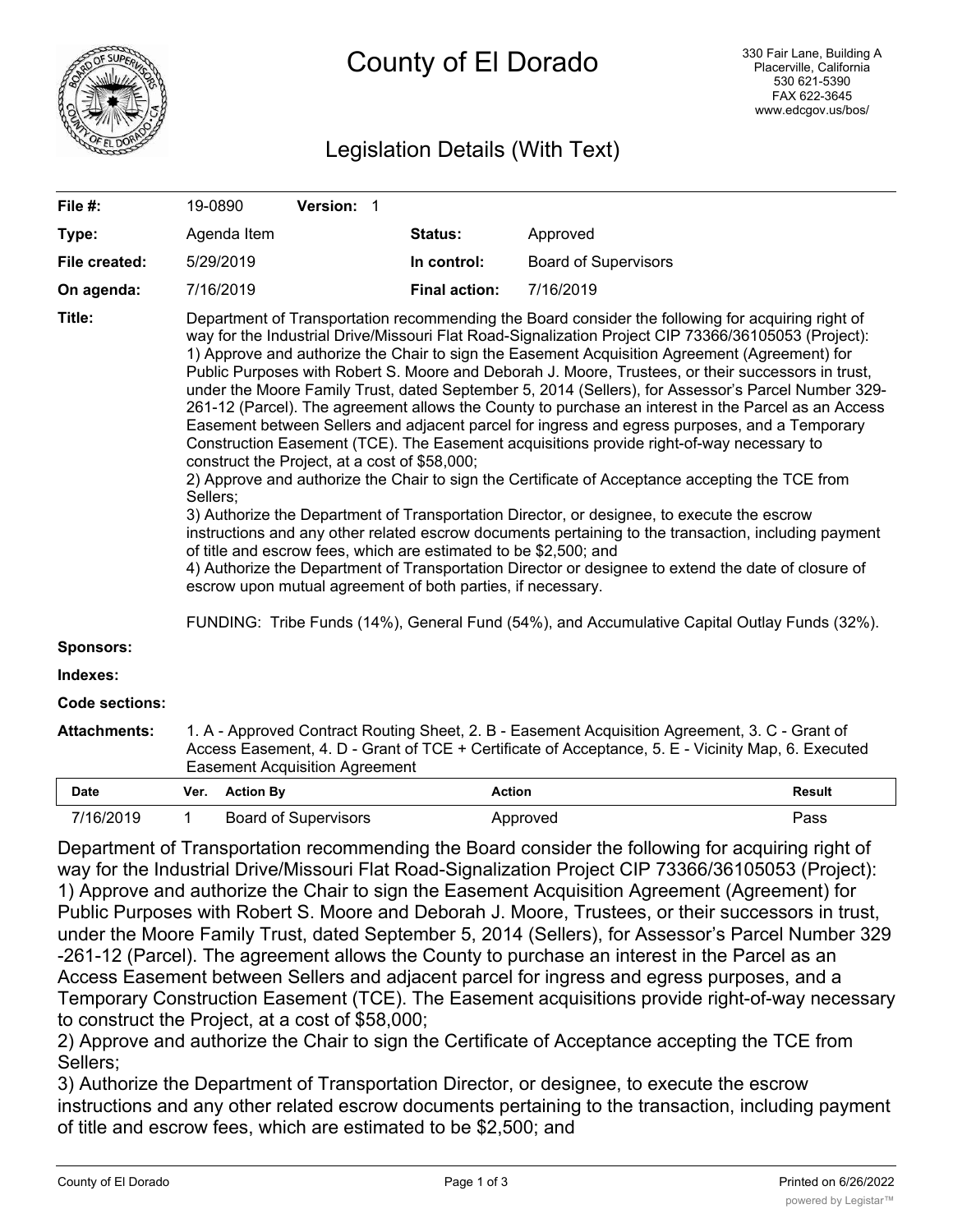# County of El Dorado

330 Fair Lane, Building A
Placerville, California
530 621-5390
FAX 622-3645
www.edcgov.us/bos/

## Legislation Details (With Text)

| | | | |
|---|---|---|---|
| **File #:** | 19-0890 **Version:** 1 | | |
| **Type:** | Agenda Item | **Status:** | Approved |
| **File created:** | 5/29/2019 | **In control:** | Board of Supervisors |
| **On agenda:** | 7/16/2019 | **Final action:** | 7/16/2019 |

**Title:** Department of Transportation recommending the Board consider the following for acquiring right of way for the Industrial Drive/Missouri Flat Road-Signalization Project CIP 73366/36105053 (Project):
1) Approve and authorize the Chair to sign the Easement Acquisition Agreement (Agreement) for Public Purposes with Robert S. Moore and Deborah J. Moore, Trustees, or their successors in trust, under the Moore Family Trust, dated September 5, 2014 (Sellers), for Assessor's Parcel Number 329-261-12 (Parcel). The agreement allows the County to purchase an interest in the Parcel as an Access Easement between Sellers and adjacent parcel for ingress and egress purposes, and a Temporary Construction Easement (TCE). The Easement acquisitions provide right-of-way necessary to construct the Project, at a cost of $58,000;
2) Approve and authorize the Chair to sign the Certificate of Acceptance accepting the TCE from Sellers;
3) Authorize the Department of Transportation Director, or designee, to execute the escrow instructions and any other related escrow documents pertaining to the transaction, including payment of title and escrow fees, which are estimated to be $2,500; and
4) Authorize the Department of Transportation Director or designee to extend the date of closure of escrow upon mutual agreement of both parties, if necessary.

FUNDING: Tribe Funds (14%), General Fund (54%), and Accumulative Capital Outlay Funds (32%).

**Sponsors:**

**Indexes:**

**Code sections:**

**Attachments:** 1. A - Approved Contract Routing Sheet, 2. B - Easement Acquisition Agreement, 3. C - Grant of Access Easement, 4. D - Grant of TCE + Certificate of Acceptance, 5. E - Vicinity Map, 6. Executed Easement Acquisition Agreement

| Date | Ver. | Action By | Action | Result |
|---|---|---|---|---|
| 7/16/2019 | 1 | Board of Supervisors | Approved | Pass |

Department of Transportation recommending the Board consider the following for acquiring right of way for the Industrial Drive/Missouri Flat Road-Signalization Project CIP 73366/36105053 (Project):
1) Approve and authorize the Chair to sign the Easement Acquisition Agreement (Agreement) for Public Purposes with Robert S. Moore and Deborah J. Moore, Trustees, or their successors in trust, under the Moore Family Trust, dated September 5, 2014 (Sellers), for Assessor's Parcel Number 329 -261-12 (Parcel). The agreement allows the County to purchase an interest in the Parcel as an Access Easement between Sellers and adjacent parcel for ingress and egress purposes, and a Temporary Construction Easement (TCE). The Easement acquisitions provide right-of-way necessary to construct the Project, at a cost of $58,000;
2) Approve and authorize the Chair to sign the Certificate of Acceptance accepting the TCE from Sellers;
3) Authorize the Department of Transportation Director, or designee, to execute the escrow instructions and any other related escrow documents pertaining to the transaction, including payment of title and escrow fees, which are estimated to be $2,500; and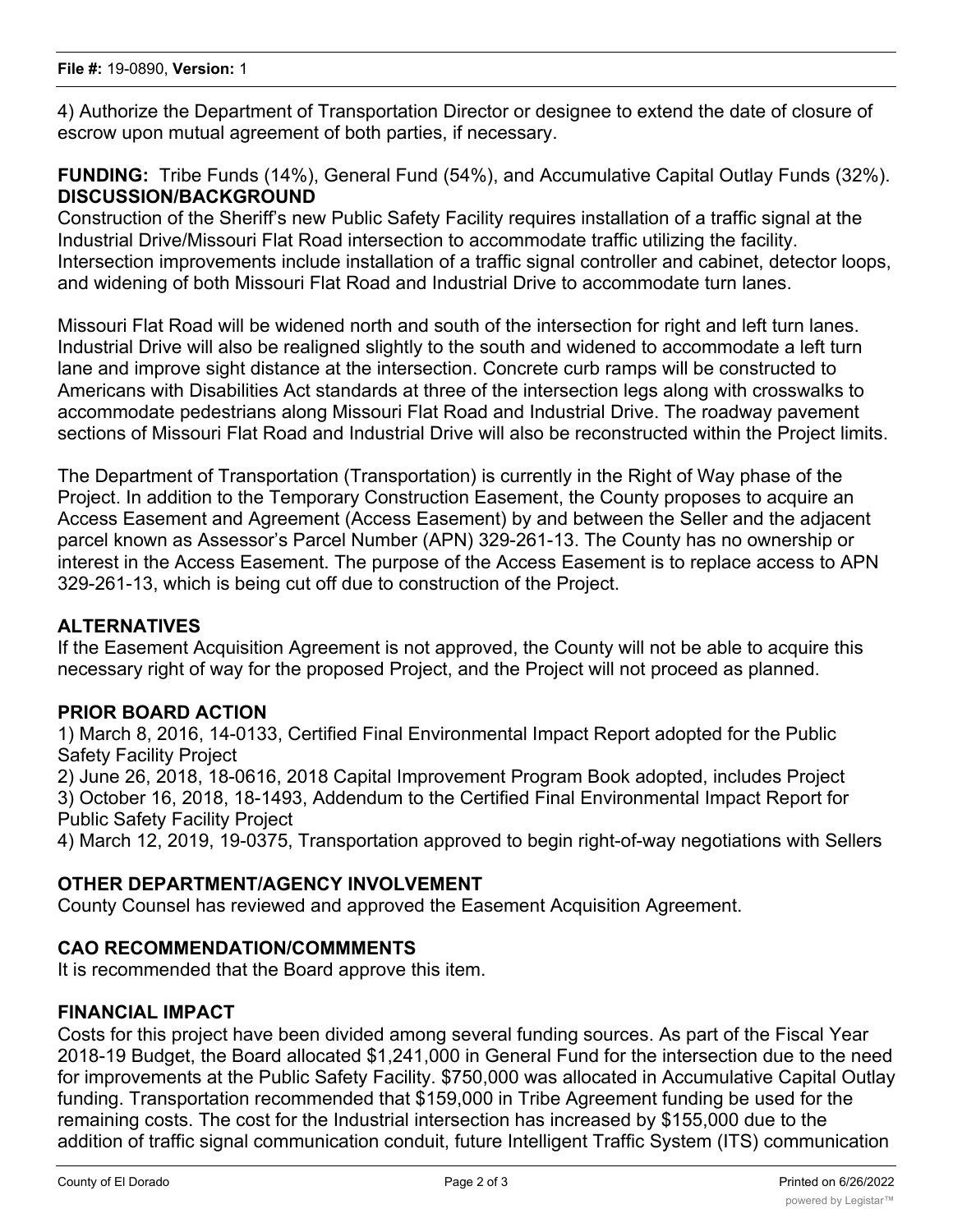4) Authorize the Department of Transportation Director or designee to extend the date of closure of escrow upon mutual agreement of both parties, if necessary.

**FUNDING:** Tribe Funds (14%), General Fund (54%), and Accumulative Capital Outlay Funds (32%).

**DISCUSSION/BACKGROUND**

Construction of the Sheriff's new Public Safety Facility requires installation of a traffic signal at the Industrial Drive/Missouri Flat Road intersection to accommodate traffic utilizing the facility. Intersection improvements include installation of a traffic signal controller and cabinet, detector loops, and widening of both Missouri Flat Road and Industrial Drive to accommodate turn lanes.

Missouri Flat Road will be widened north and south of the intersection for right and left turn lanes. Industrial Drive will also be realigned slightly to the south and widened to accommodate a left turn lane and improve sight distance at the intersection. Concrete curb ramps will be constructed to Americans with Disabilities Act standards at three of the intersection legs along with crosswalks to accommodate pedestrians along Missouri Flat Road and Industrial Drive. The roadway pavement sections of Missouri Flat Road and Industrial Drive will also be reconstructed within the Project limits.

The Department of Transportation (Transportation) is currently in the Right of Way phase of the Project. In addition to the Temporary Construction Easement, the County proposes to acquire an Access Easement and Agreement (Access Easement) by and between the Seller and the adjacent parcel known as Assessor's Parcel Number (APN) 329-261-13. The County has no ownership or interest in the Access Easement. The purpose of the Access Easement is to replace access to APN 329-261-13, which is being cut off due to construction of the Project.

## ALTERNATIVES

If the Easement Acquisition Agreement is not approved, the County will not be able to acquire this necessary right of way for the proposed Project, and the Project will not proceed as planned.

## PRIOR BOARD ACTION

1) March 8, 2016, 14-0133, Certified Final Environmental Impact Report adopted for the Public Safety Facility Project
2) June 26, 2018, 18-0616, 2018 Capital Improvement Program Book adopted, includes Project
3) October 16, 2018, 18-1493, Addendum to the Certified Final Environmental Impact Report for Public Safety Facility Project
4) March 12, 2019, 19-0375, Transportation approved to begin right-of-way negotiations with Sellers

## OTHER DEPARTMENT/AGENCY INVOLVEMENT

County Counsel has reviewed and approved the Easement Acquisition Agreement.

## CAO RECOMMENDATION/COMMMENTS

It is recommended that the Board approve this item.

## FINANCIAL IMPACT

Costs for this project have been divided among several funding sources. As part of the Fiscal Year 2018-19 Budget, the Board allocated $1,241,000 in General Fund for the intersection due to the need for improvements at the Public Safety Facility. $750,000 was allocated in Accumulative Capital Outlay funding. Transportation recommended that $159,000 in Tribe Agreement funding be used for the remaining costs. The cost for the Industrial intersection has increased by $155,000 due to the addition of traffic signal communication conduit, future Intelligent Traffic System (ITS) communication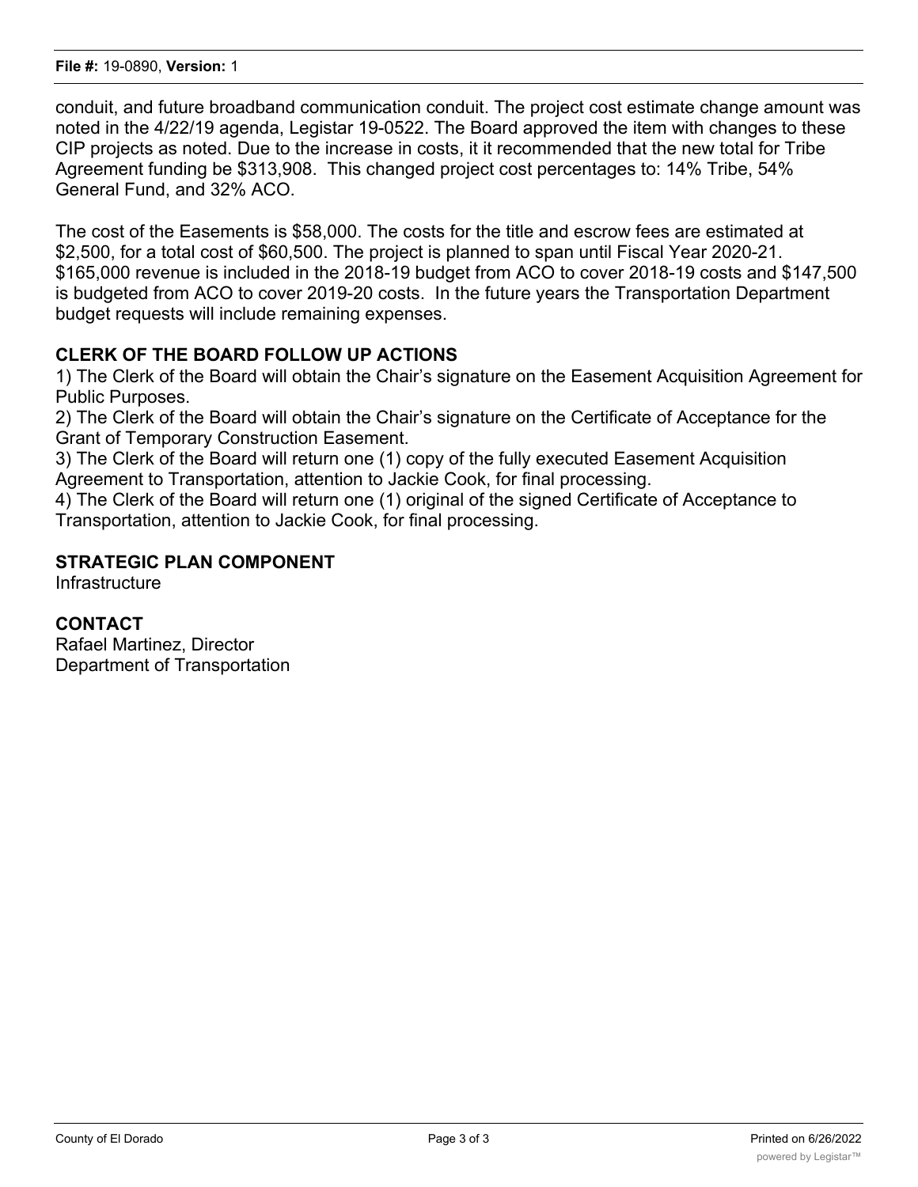conduit, and future broadband communication conduit. The project cost estimate change amount was noted in the 4/22/19 agenda, Legistar 19-0522. The Board approved the item with changes to these CIP projects as noted. Due to the increase in costs, it it recommended that the new total for Tribe Agreement funding be $313,908. This changed project cost percentages to: 14% Tribe, 54% General Fund, and 32% ACO.

The cost of the Easements is $58,000. The costs for the title and escrow fees are estimated at $2,500, for a total cost of $60,500. The project is planned to span until Fiscal Year 2020-21. $165,000 revenue is included in the 2018-19 budget from ACO to cover 2018-19 costs and $147,500 is budgeted from ACO to cover 2019-20 costs. In the future years the Transportation Department budget requests will include remaining expenses.

## CLERK OF THE BOARD FOLLOW UP ACTIONS

1) The Clerk of the Board will obtain the Chair's signature on the Easement Acquisition Agreement for Public Purposes.
2) The Clerk of the Board will obtain the Chair's signature on the Certificate of Acceptance for the Grant of Temporary Construction Easement.
3) The Clerk of the Board will return one (1) copy of the fully executed Easement Acquisition Agreement to Transportation, attention to Jackie Cook, for final processing.
4) The Clerk of the Board will return one (1) original of the signed Certificate of Acceptance to Transportation, attention to Jackie Cook, for final processing.

## STRATEGIC PLAN COMPONENT

Infrastructure

## CONTACT

Rafael Martinez, Director
Department of Transportation